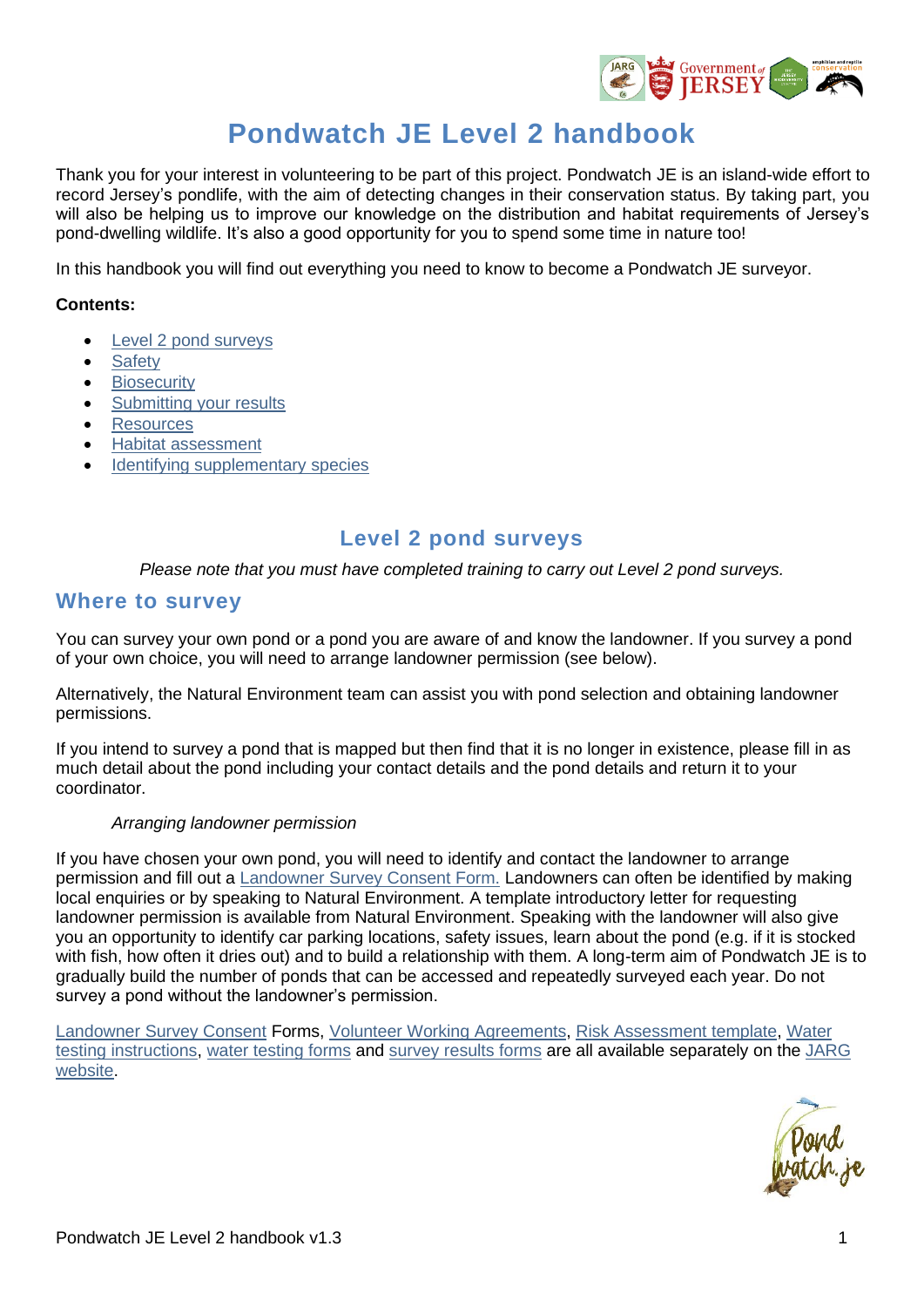# Pondwatch JE Level 2 handbook

Thank you for your interest in volunteering to be part of this project. Pondwatch JE is an island-wide effort to record Jersey's pondlife, with the aim of detecting changes in their conservation status. By taking part, you will also be helping us to improve our knowledge on the distribution and habitat requirements of Jersey's pond-dwelling wildlife. It's also a good opportunity for you to spend some time in nature too!

In this handbook you will find out everything you need to know to become a Pondwatch JE surveyor.

**Contents:**

- Level 2 pond surveys
- Safety
- Biosecurity
- Submitting your results
- Resources
- Habitat assessment
- Identifying supplementary species

## Level 2 pond surveys

*Please note that you must have completed training to carry out Level 2 pond surveys.*

### Where to survey

You can survey your own pond or a pond you are aware of and know the landowner. If you survey a pond of your own choice, you will need to arrange landowner permission (see below).

Alternatively, the Natural Environment team can assist you with pond selection and obtaining landowner permissions.

If you intend to survey a pond that is mapped but then find that it is no longer in existence, please fill in as much detail about the pond including your contact details and the pond details and return it to your coordinator.

*Arranging landowner permission*

If you have chosen your own pond, you will need to identify and contact the landowner to arrange permission and fill out a Landowner Survey Consent Form. Landowners can often be identified by making local enquiries or by speaking to Natural Environment. A template introductory letter for requesting landowner permission is available from Natural Environment. Speaking with the landowner will also give you an opportunity to identify car parking locations, safety issues, learn about the pond (e.g. if it is stocked with fish, how often it dries out) and to build a relationship with them. A long-term aim of Pondwatch JE is to gradually build the number of ponds that can be accessed and repeatedly surveyed each year. Do not survey a pond without the landowner's permission.

Landowner Survey Consent Forms, Volunteer Working Agreements, Risk Assessment template, Water testing instructions, water testing forms and survey results forms are all available separately on the JARG website.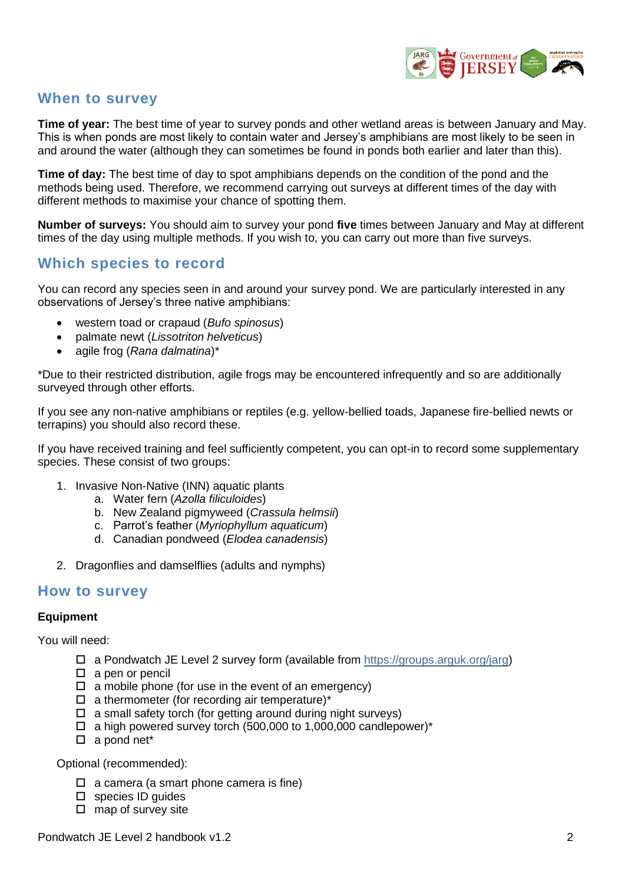## When to survey

**Time of year:** The best time of year to survey ponds and other wetland areas is between January and May. This is when ponds are most likely to contain water and Jersey's amphibians are most likely to be seen in and around the water (although they can sometimes be found in ponds both earlier and later than this).

**Time of day:** The best time of day to spot amphibians depends on the condition of the pond and the methods being used. Therefore, we recommend carrying out surveys at different times of the day with different methods to maximise your chance of spotting them.

**Number of surveys:** You should aim to survey your pond **five** times between January and May at different times of the day using multiple methods. If you wish to, you can carry out more than five surveys.

## Which species to record

You can record any species seen in and around your survey pond. We are particularly interested in any observations of Jersey's three native amphibians:

- western toad or crapaud (*Bufo spinosus*)
- palmate newt (*Lissotriton helveticus*)
- agile frog (*Rana dalmatina*)*

*Due to their restricted distribution, agile frogs may be encountered infrequently and so are additionally surveyed through other efforts.

If you see any non-native amphibians or reptiles (e.g. yellow-bellied toads, Japanese fire-bellied newts or terrapins) you should also record these.

If you have received training and feel sufficiently competent, you can opt-in to record some supplementary species. These consist of two groups:

1. Invasive Non-Native (INN) aquatic plants
   a. Water fern (*Azolla filiculoides*)
   b. New Zealand pigmyweed (*Crassula helmsii*)
   c. Parrot's feather (*Myriophyllum aquaticum*)
   d. Canadian pondweed (*Elodea canadensis*)

2. Dragonflies and damselflies (adults and nymphs)

## How to survey

### Equipment

You will need:

- ☐ a Pondwatch JE Level 2 survey form (available from https://groups.arguk.org/jarg)
- ☐ a pen or pencil
- ☐ a mobile phone (for use in the event of an emergency)
- ☐ a thermometer (for recording air temperature)*
- ☐ a small safety torch (for getting around during night surveys)
- ☐ a high powered survey torch (500,000 to 1,000,000 candlepower)*
- ☐ a pond net*

Optional (recommended):

- ☐ a camera (a smart phone camera is fine)
- ☐ species ID guides
- ☐ map of survey site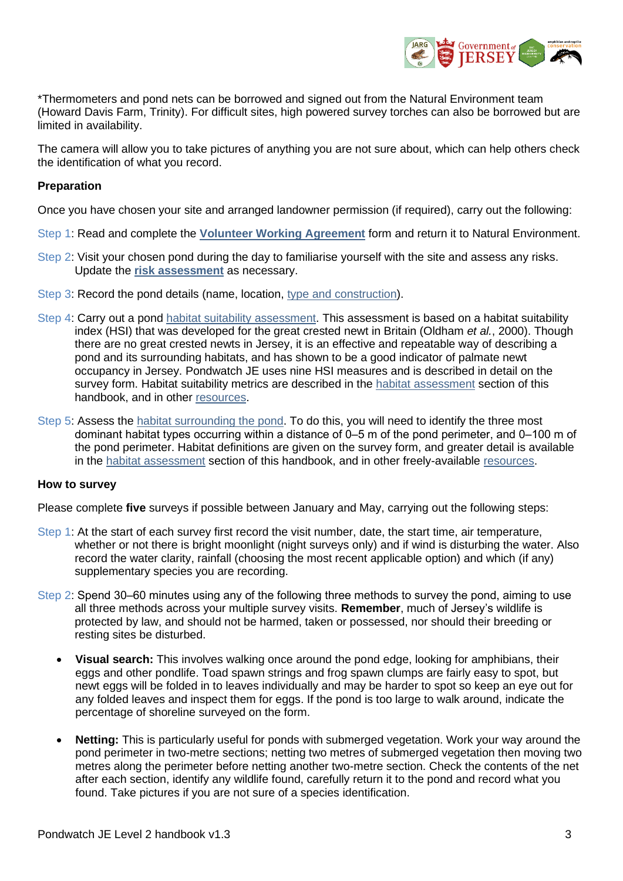*Thermometers and pond nets can be borrowed and signed out from the Natural Environment team (Howard Davis Farm, Trinity). For difficult sites, high powered survey torches can also be borrowed but are limited in availability.

The camera will allow you to take pictures of anything you are not sure about, which can help others check the identification of what you record.

**Preparation**

Once you have chosen your site and arranged landowner permission (if required), carry out the following:

Step 1: Read and complete the **Volunteer Working Agreement** form and return it to Natural Environment.

Step 2: Visit your chosen pond during the day to familiarise yourself with the site and assess any risks. Update the **risk assessment** as necessary.

Step 3: Record the pond details (name, location, type and construction).

Step 4: Carry out a pond habitat suitability assessment. This assessment is based on a habitat suitability index (HSI) that was developed for the great crested newt in Britain (Oldham *et al.*, 2000). Though there are no great crested newts in Jersey, it is an effective and repeatable way of describing a pond and its surrounding habitats, and has shown to be a good indicator of palmate newt occupancy in Jersey. Pondwatch JE uses nine HSI measures and is described in detail on the survey form. Habitat suitability metrics are described in the habitat assessment section of this handbook, and in other resources.

Step 5: Assess the habitat surrounding the pond. To do this, you will need to identify the three most dominant habitat types occurring within a distance of 0–5 m of the pond perimeter, and 0–100 m of the pond perimeter. Habitat definitions are given on the survey form, and greater detail is available in the habitat assessment section of this handbook, and in other freely-available resources.

**How to survey**

Please complete **five** surveys if possible between January and May, carrying out the following steps:

Step 1: At the start of each survey first record the visit number, date, the start time, air temperature, whether or not there is bright moonlight (night surveys only) and if wind is disturbing the water. Also record the water clarity, rainfall (choosing the most recent applicable option) and which (if any) supplementary species you are recording.

Step 2: Spend 30–60 minutes using any of the following three methods to survey the pond, aiming to use all three methods across your multiple survey visits. **Remember**, much of Jersey's wildlife is protected by law, and should not be harmed, taken or possessed, nor should their breeding or resting sites be disturbed.

- **Visual search:** This involves walking once around the pond edge, looking for amphibians, their eggs and other pondlife. Toad spawn strings and frog spawn clumps are fairly easy to spot, but newt eggs will be folded in to leaves individually and may be harder to spot so keep an eye out for any folded leaves and inspect them for eggs. If the pond is too large to walk around, indicate the percentage of shoreline surveyed on the form.

- **Netting:** This is particularly useful for ponds with submerged vegetation. Work your way around the pond perimeter in two-metre sections; netting two metres of submerged vegetation then moving two metres along the perimeter before netting another two-metre section. Check the contents of the net after each section, identify any wildlife found, carefully return it to the pond and record what you found. Take pictures if you are not sure of a species identification.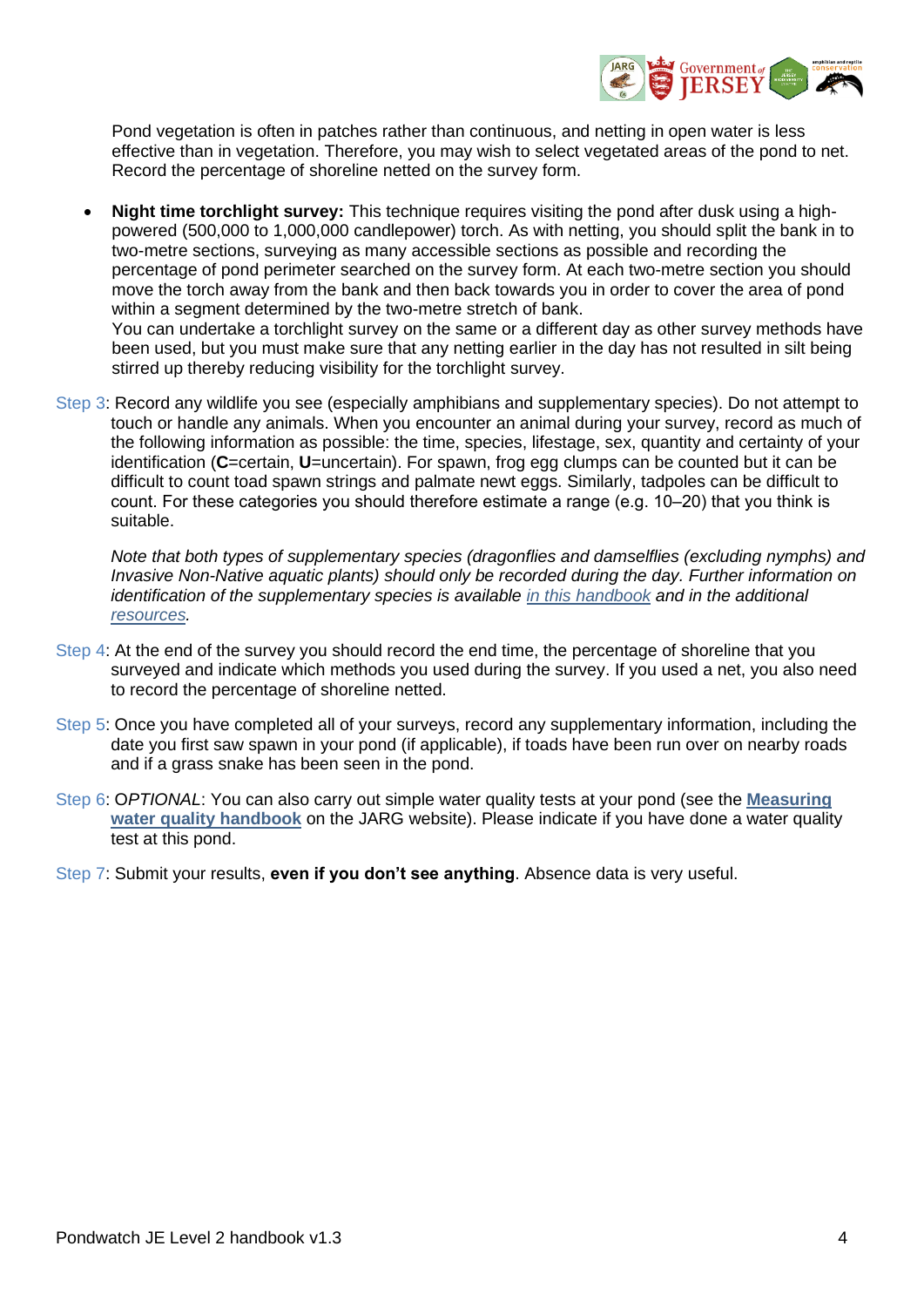Pond vegetation is often in patches rather than continuous, and netting in open water is less effective than in vegetation. Therefore, you may wish to select vegetated areas of the pond to net. Record the percentage of shoreline netted on the survey form.

- **Night time torchlight survey:** This technique requires visiting the pond after dusk using a high-powered (500,000 to 1,000,000 candlepower) torch. As with netting, you should split the bank in to two-metre sections, surveying as many accessible sections as possible and recording the percentage of pond perimeter searched on the survey form. At each two-metre section you should move the torch away from the bank and then back towards you in order to cover the area of pond within a segment determined by the two-metre stretch of bank.
  You can undertake a torchlight survey on the same or a different day as other survey methods have been used, but you must make sure that any netting earlier in the day has not resulted in silt being stirred up thereby reducing visibility for the torchlight survey.

Step 3: Record any wildlife you see (especially amphibians and supplementary species). Do not attempt to touch or handle any animals. When you encounter an animal during your survey, record as much of the following information as possible: the time, species, lifestage, sex, quantity and certainty of your identification (**C**=certain, **U**=uncertain). For spawn, frog egg clumps can be counted but it can be difficult to count toad spawn strings and palmate newt eggs. Similarly, tadpoles can be difficult to count. For these categories you should therefore estimate a range (e.g. 10–20) that you think is suitable.

*Note that both types of supplementary species (dragonflies and damselflies (excluding nymphs) and Invasive Non-Native aquatic plants) should only be recorded during the day. Further information on identification of the supplementary species is available in this handbook and in the additional resources.*

Step 4: At the end of the survey you should record the end time, the percentage of shoreline that you surveyed and indicate which methods you used during the survey. If you used a net, you also need to record the percentage of shoreline netted.

Step 5: Once you have completed all of your surveys, record any supplementary information, including the date you first saw spawn in your pond (if applicable), if toads have been run over on nearby roads and if a grass snake has been seen in the pond.

Step 6: O*PTIONAL*: You can also carry out simple water quality tests at your pond (see the **Measuring water quality handbook** on the JARG website). Please indicate if you have done a water quality test at this pond.

Step 7: Submit your results, **even if you don't see anything**. Absence data is very useful.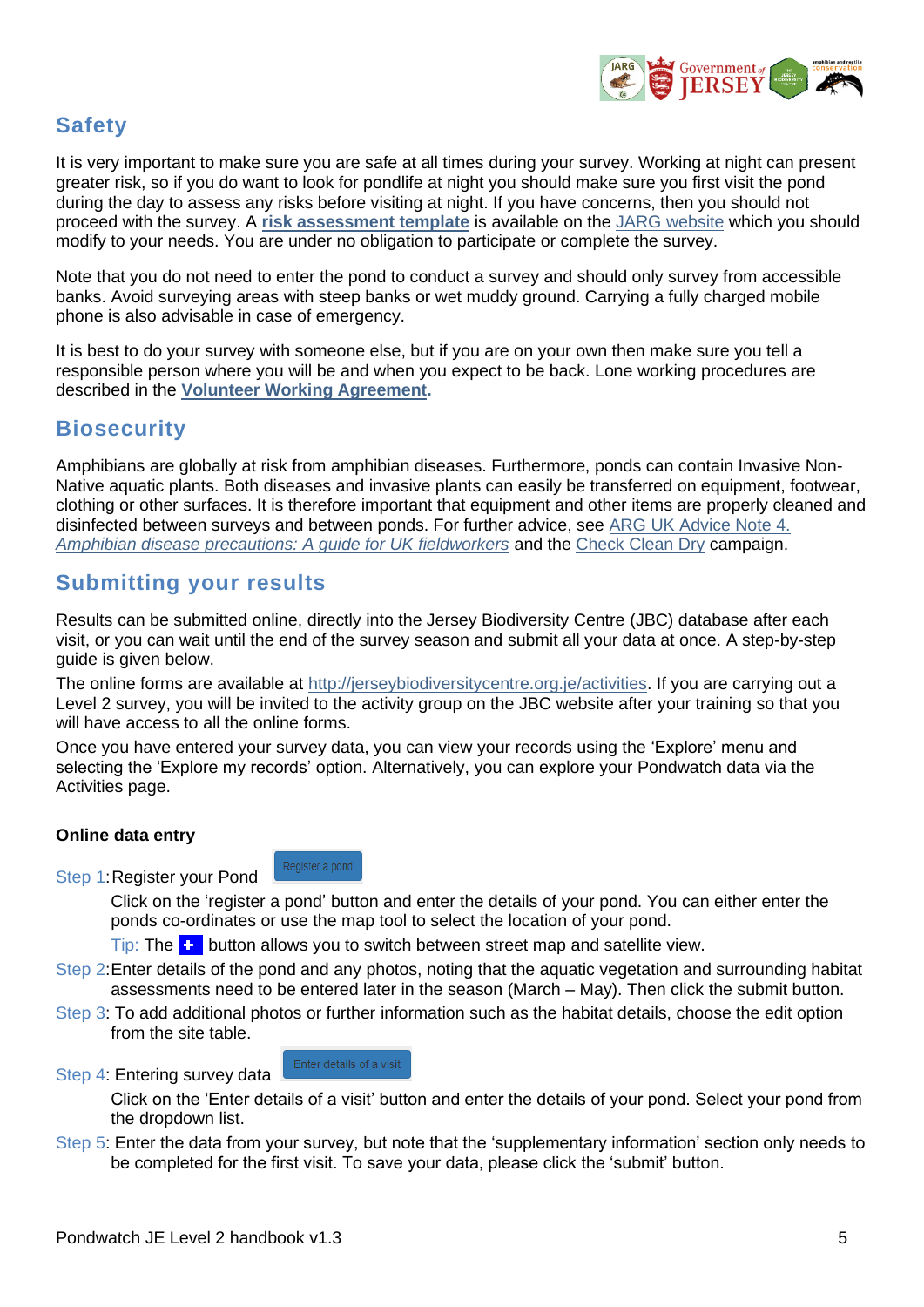## Safety

It is very important to make sure you are safe at all times during your survey. Working at night can present greater risk, so if you do want to look for pondlife at night you should make sure you first visit the pond during the day to assess any risks before visiting at night. If you have concerns, then you should not proceed with the survey. A **risk assessment template** is available on the JARG website which you should modify to your needs. You are under no obligation to participate or complete the survey.

Note that you do not need to enter the pond to conduct a survey and should only survey from accessible banks. Avoid surveying areas with steep banks or wet muddy ground. Carrying a fully charged mobile phone is also advisable in case of emergency.

It is best to do your survey with someone else, but if you are on your own then make sure you tell a responsible person where you will be and when you expect to be back. Lone working procedures are described in the **Volunteer Working Agreement.**

## Biosecurity

Amphibians are globally at risk from amphibian diseases. Furthermore, ponds can contain Invasive Non-Native aquatic plants. Both diseases and invasive plants can easily be transferred on equipment, footwear, clothing or other surfaces. It is therefore important that equipment and other items are properly cleaned and disinfected between surveys and between ponds. For further advice, see ARG UK Advice Note 4. *Amphibian disease precautions: A guide for UK fieldworkers* and the Check Clean Dry campaign.

## Submitting your results

Results can be submitted online, directly into the Jersey Biodiversity Centre (JBC) database after each visit, or you can wait until the end of the survey season and submit all your data at once. A step-by-step guide is given below.

The online forms are available at http://jerseybiodiversitycentre.org.je/activities. If you are carrying out a Level 2 survey, you will be invited to the activity group on the JBC website after your training so that you will have access to all the online forms.

Once you have entered your survey data, you can view your records using the 'Explore' menu and selecting the 'Explore my records' option. Alternatively, you can explore your Pondwatch data via the Activities page.

**Online data entry**

Step 1: Register your Pond [Register a pond]

Click on the 'register a pond' button and enter the details of your pond. You can either enter the ponds co-ordinates or use the map tool to select the location of your pond.

Tip: The [+] button allows you to switch between street map and satellite view.

Step 2: Enter details of the pond and any photos, noting that the aquatic vegetation and surrounding habitat assessments need to be entered later in the season (March – May). Then click the submit button.

Step 3: To add additional photos or further information such as the habitat details, choose the edit option from the site table.

Step 4: Entering survey data [Enter details of a visit]

Click on the 'Enter details of a visit' button and enter the details of your pond. Select your pond from the dropdown list.

Step 5: Enter the data from your survey, but note that the 'supplementary information' section only needs to be completed for the first visit. To save your data, please click the 'submit' button.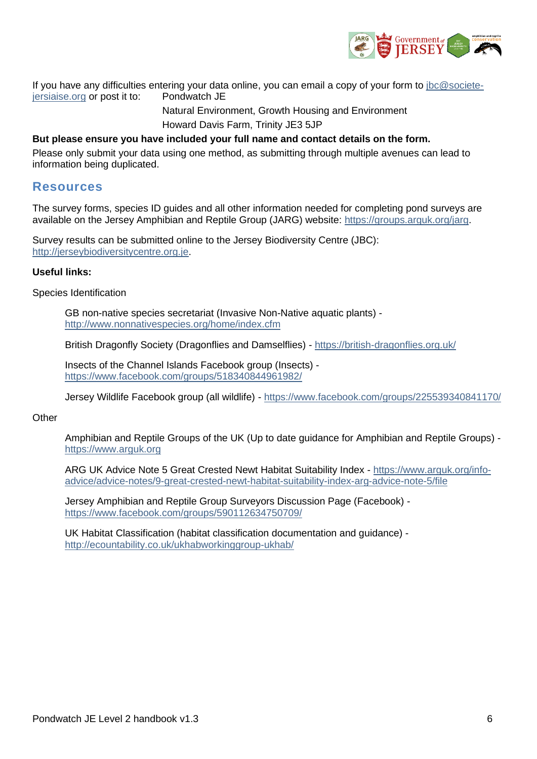If you have any difficulties entering your data online, you can email a copy of your form to jbc@societe-jersiaise.org or post it to:

Pondwatch JE
Natural Environment, Growth Housing and Environment
Howard Davis Farm, Trinity JE3 5JP

**But please ensure you have included your full name and contact details on the form.**

Please only submit your data using one method, as submitting through multiple avenues can lead to information being duplicated.

## Resources

The survey forms, species ID guides and all other information needed for completing pond surveys are available on the Jersey Amphibian and Reptile Group (JARG) website: https://groups.arguk.org/jarg.

Survey results can be submitted online to the Jersey Biodiversity Centre (JBC): http://jerseybiodiversitycentre.org.je.

**Useful links:**

Species Identification

GB non-native species secretariat (Invasive Non-Native aquatic plants) - http://www.nonnativespecies.org/home/index.cfm

British Dragonfly Society (Dragonflies and Damselflies) - https://british-dragonflies.org.uk/

Insects of the Channel Islands Facebook group (Insects) - https://www.facebook.com/groups/518340844961982/

Jersey Wildlife Facebook group (all wildlife) - https://www.facebook.com/groups/225539340841170/

Other

Amphibian and Reptile Groups of the UK (Up to date guidance for Amphibian and Reptile Groups) - https://www.arguk.org

ARG UK Advice Note 5 Great Crested Newt Habitat Suitability Index - https://www.arguk.org/info-advice/advice-notes/9-great-crested-newt-habitat-suitability-index-arg-advice-note-5/file

Jersey Amphibian and Reptile Group Surveyors Discussion Page (Facebook) - https://www.facebook.com/groups/590112634750709/

UK Habitat Classification (habitat classification documentation and guidance) - http://ecountability.co.uk/ukhabworkinggroup-ukhab/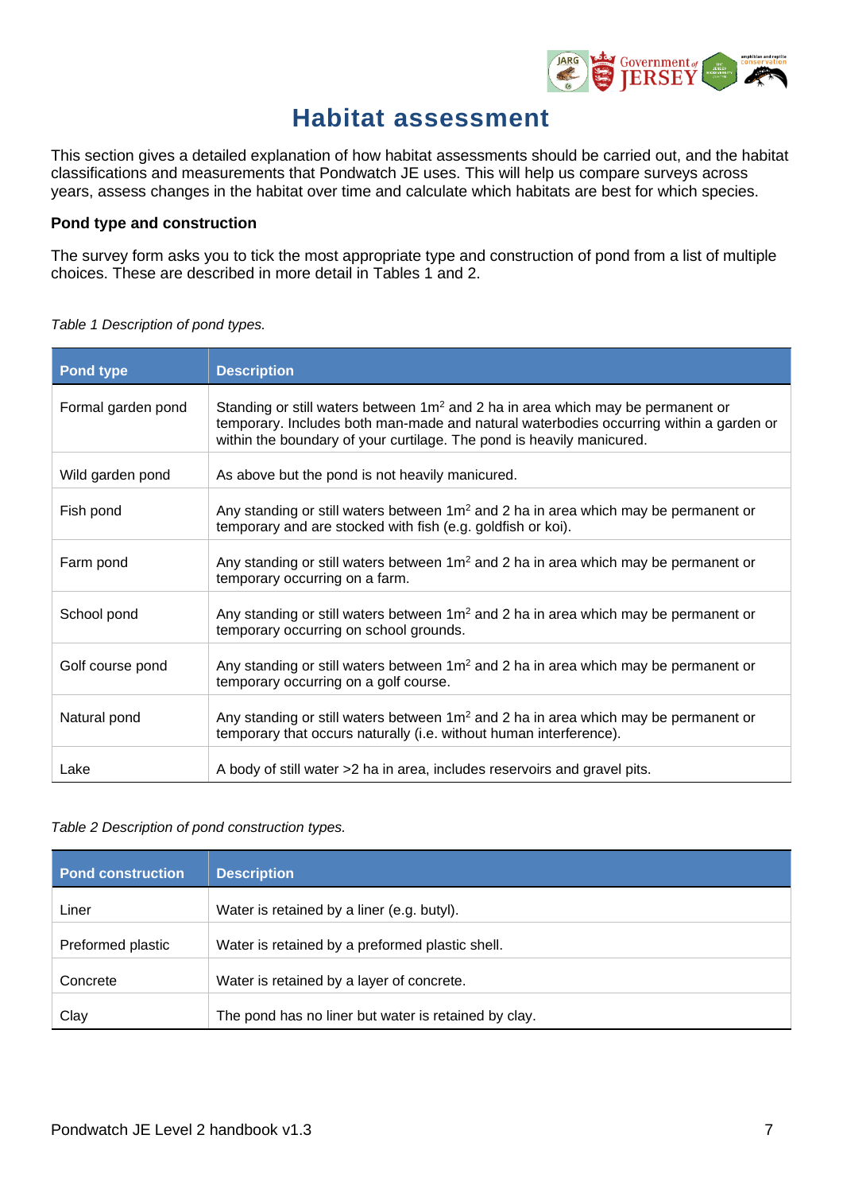# Habitat assessment

This section gives a detailed explanation of how habitat assessments should be carried out, and the habitat classifications and measurements that Pondwatch JE uses. This will help us compare surveys across years, assess changes in the habitat over time and calculate which habitats are best for which species.

**Pond type and construction**

The survey form asks you to tick the most appropriate type and construction of pond from a list of multiple choices. These are described in more detail in Tables 1 and 2.

*Table 1 Description of pond types.*

| Pond type | Description |
|---|---|
| Formal garden pond | Standing or still waters between 1m$^2$ and 2 ha in area which may be permanent or temporary. Includes both man-made and natural waterbodies occurring within a garden or within the boundary of your curtilage. The pond is heavily manicured. |
| Wild garden pond | As above but the pond is not heavily manicured. |
| Fish pond | Any standing or still waters between 1m$^2$ and 2 ha in area which may be permanent or temporary and are stocked with fish (e.g. goldfish or koi). |
| Farm pond | Any standing or still waters between 1m$^2$ and 2 ha in area which may be permanent or temporary occurring on a farm. |
| School pond | Any standing or still waters between 1m$^2$ and 2 ha in area which may be permanent or temporary occurring on school grounds. |
| Golf course pond | Any standing or still waters between 1m$^2$ and 2 ha in area which may be permanent or temporary occurring on a golf course. |
| Natural pond | Any standing or still waters between 1m$^2$ and 2 ha in area which may be permanent or temporary that occurs naturally (i.e. without human interference). |
| Lake | A body of still water >2 ha in area, includes reservoirs and gravel pits. |

*Table 2 Description of pond construction types.*

| Pond construction | Description |
|---|---|
| Liner | Water is retained by a liner (e.g. butyl). |
| Preformed plastic | Water is retained by a preformed plastic shell. |
| Concrete | Water is retained by a layer of concrete. |
| Clay | The pond has no liner but water is retained by clay. |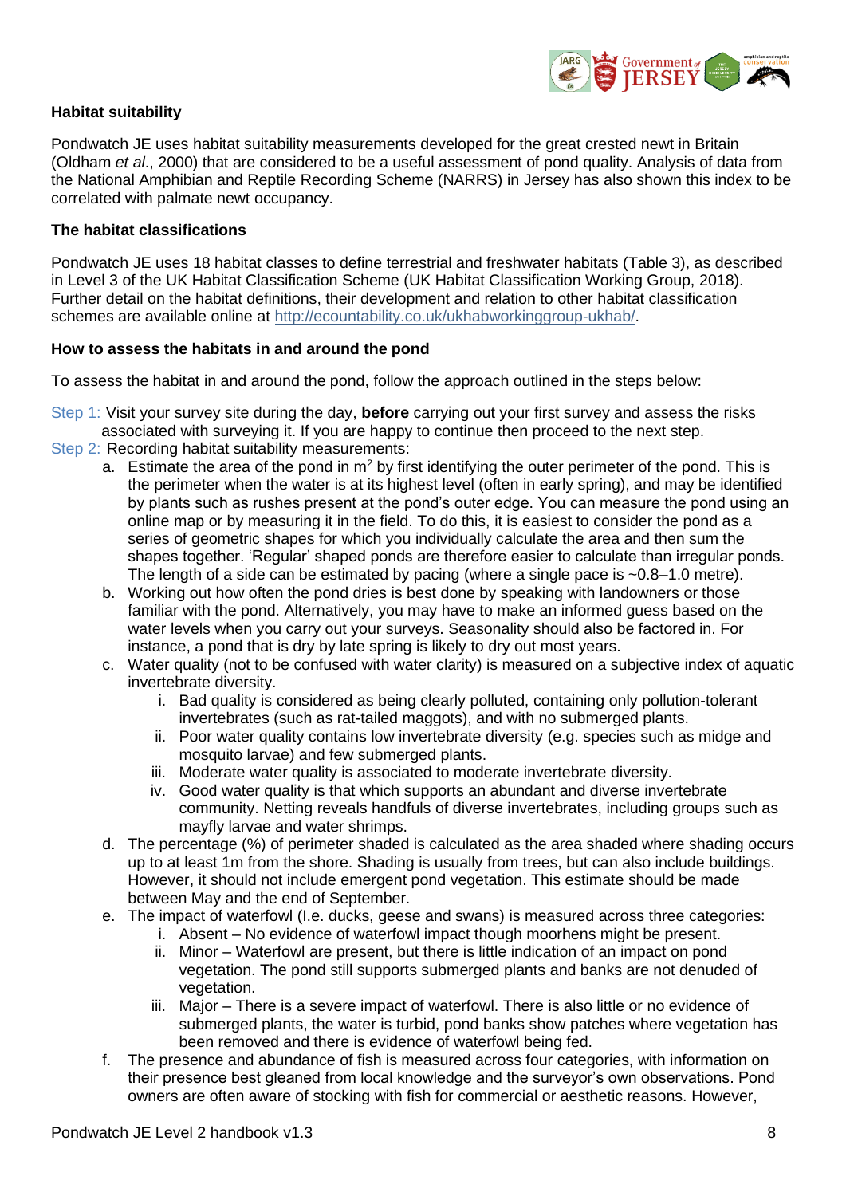**Habitat suitability**

Pondwatch JE uses habitat suitability measurements developed for the great crested newt in Britain (Oldham *et al*., 2000) that are considered to be a useful assessment of pond quality. Analysis of data from the National Amphibian and Reptile Recording Scheme (NARRS) in Jersey has also shown this index to be correlated with palmate newt occupancy.

**The habitat classifications**

Pondwatch JE uses 18 habitat classes to define terrestrial and freshwater habitats (Table 3), as described in Level 3 of the UK Habitat Classification Scheme (UK Habitat Classification Working Group, 2018). Further detail on the habitat definitions, their development and relation to other habitat classification schemes are available online at http://ecountability.co.uk/ukhabworkinggroup-ukhab/.

**How to assess the habitats in and around the pond**

To assess the habitat in and around the pond, follow the approach outlined in the steps below:

Step 1: Visit your survey site during the day, **before** carrying out your first survey and assess the risks associated with surveying it. If you are happy to continue then proceed to the next step.

Step 2: Recording habitat suitability measurements:

a. Estimate the area of the pond in m$^2$ by first identifying the outer perimeter of the pond. This is the perimeter when the water is at its highest level (often in early spring), and may be identified by plants such as rushes present at the pond's outer edge. You can measure the pond using an online map or by measuring it in the field. To do this, it is easiest to consider the pond as a series of geometric shapes for which you individually calculate the area and then sum the shapes together. 'Regular' shaped ponds are therefore easier to calculate than irregular ponds. The length of a side can be estimated by pacing (where a single pace is ~0.8–1.0 metre).

b. Working out how often the pond dries is best done by speaking with landowners or those familiar with the pond. Alternatively, you may have to make an informed guess based on the water levels when you carry out your surveys. Seasonality should also be factored in. For instance, a pond that is dry by late spring is likely to dry out most years.

c. Water quality (not to be confused with water clarity) is measured on a subjective index of aquatic invertebrate diversity.
   i. Bad quality is considered as being clearly polluted, containing only pollution-tolerant invertebrates (such as rat-tailed maggots), and with no submerged plants.
   ii. Poor water quality contains low invertebrate diversity (e.g. species such as midge and mosquito larvae) and few submerged plants.
   iii. Moderate water quality is associated to moderate invertebrate diversity.
   iv. Good water quality is that which supports an abundant and diverse invertebrate community. Netting reveals handfuls of diverse invertebrates, including groups such as mayfly larvae and water shrimps.

d. The percentage (%) of perimeter shaded is calculated as the area shaded where shading occurs up to at least 1m from the shore. Shading is usually from trees, but can also include buildings. However, it should not include emergent pond vegetation. This estimate should be made between May and the end of September.

e. The impact of waterfowl (I.e. ducks, geese and swans) is measured across three categories:
   i. Absent – No evidence of waterfowl impact though moorhens might be present.
   ii. Minor – Waterfowl are present, but there is little indication of an impact on pond vegetation. The pond still supports submerged plants and banks are not denuded of vegetation.
   iii. Major – There is a severe impact of waterfowl. There is also little or no evidence of submerged plants, the water is turbid, pond banks show patches where vegetation has been removed and there is evidence of waterfowl being fed.

f. The presence and abundance of fish is measured across four categories, with information on their presence best gleaned from local knowledge and the surveyor's own observations. Pond owners are often aware of stocking with fish for commercial or aesthetic reasons. However,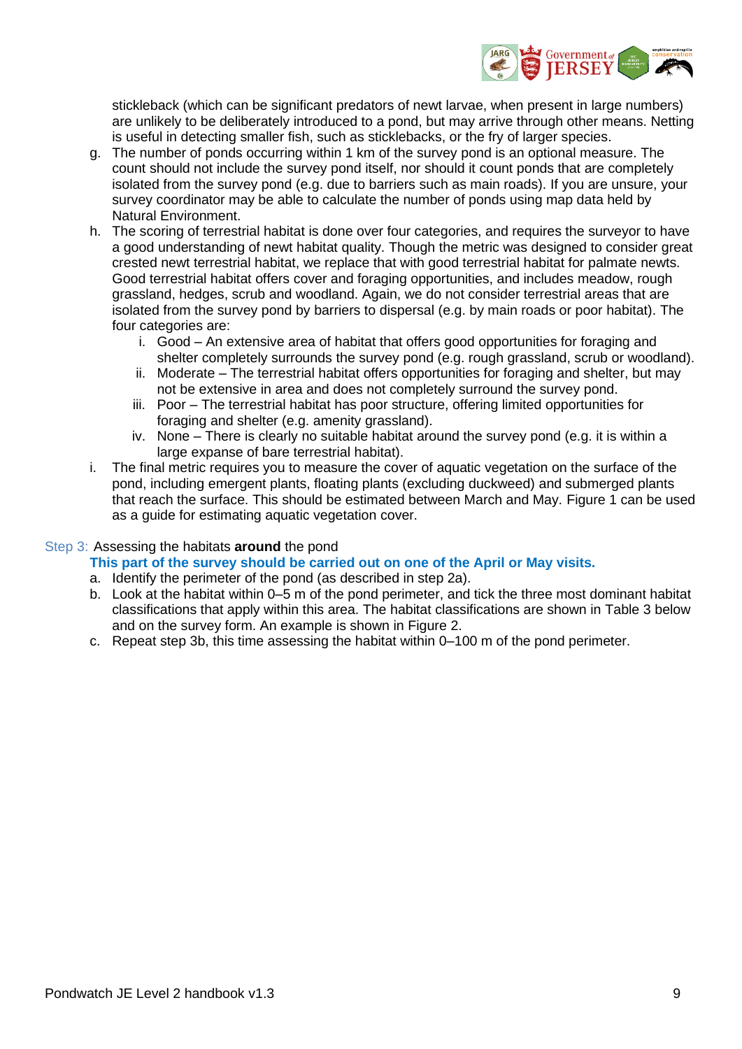stickleback (which can be significant predators of newt larvae, when present in large numbers) are unlikely to be deliberately introduced to a pond, but may arrive through other means. Netting is useful in detecting smaller fish, such as sticklebacks, or the fry of larger species.

g. The number of ponds occurring within 1 km of the survey pond is an optional measure. The count should not include the survey pond itself, nor should it count ponds that are completely isolated from the survey pond (e.g. due to barriers such as main roads). If you are unsure, your survey coordinator may be able to calculate the number of ponds using map data held by Natural Environment.

h. The scoring of terrestrial habitat is done over four categories, and requires the surveyor to have a good understanding of newt habitat quality. Though the metric was designed to consider great crested newt terrestrial habitat, we replace that with good terrestrial habitat for palmate newts. Good terrestrial habitat offers cover and foraging opportunities, and includes meadow, rough grassland, hedges, scrub and woodland. Again, we do not consider terrestrial areas that are isolated from the survey pond by barriers to dispersal (e.g. by main roads or poor habitat). The four categories are:
   i. Good – An extensive area of habitat that offers good opportunities for foraging and shelter completely surrounds the survey pond (e.g. rough grassland, scrub or woodland).
   ii. Moderate – The terrestrial habitat offers opportunities for foraging and shelter, but may not be extensive in area and does not completely surround the survey pond.
   iii. Poor – The terrestrial habitat has poor structure, offering limited opportunities for foraging and shelter (e.g. amenity grassland).
   iv. None – There is clearly no suitable habitat around the survey pond (e.g. it is within a large expanse of bare terrestrial habitat).

i. The final metric requires you to measure the cover of aquatic vegetation on the surface of the pond, including emergent plants, floating plants (excluding duckweed) and submerged plants that reach the surface. This should be estimated between March and May. Figure 1 can be used as a guide for estimating aquatic vegetation cover.

### Step 3: Assessing the habitats **around** the pond

**This part of the survey should be carried out on one of the April or May visits.**

a. Identify the perimeter of the pond (as described in step 2a).
b. Look at the habitat within 0–5 m of the pond perimeter, and tick the three most dominant habitat classifications that apply within this area. The habitat classifications are shown in Table 3 below and on the survey form. An example is shown in Figure 2.
c. Repeat step 3b, this time assessing the habitat within 0–100 m of the pond perimeter.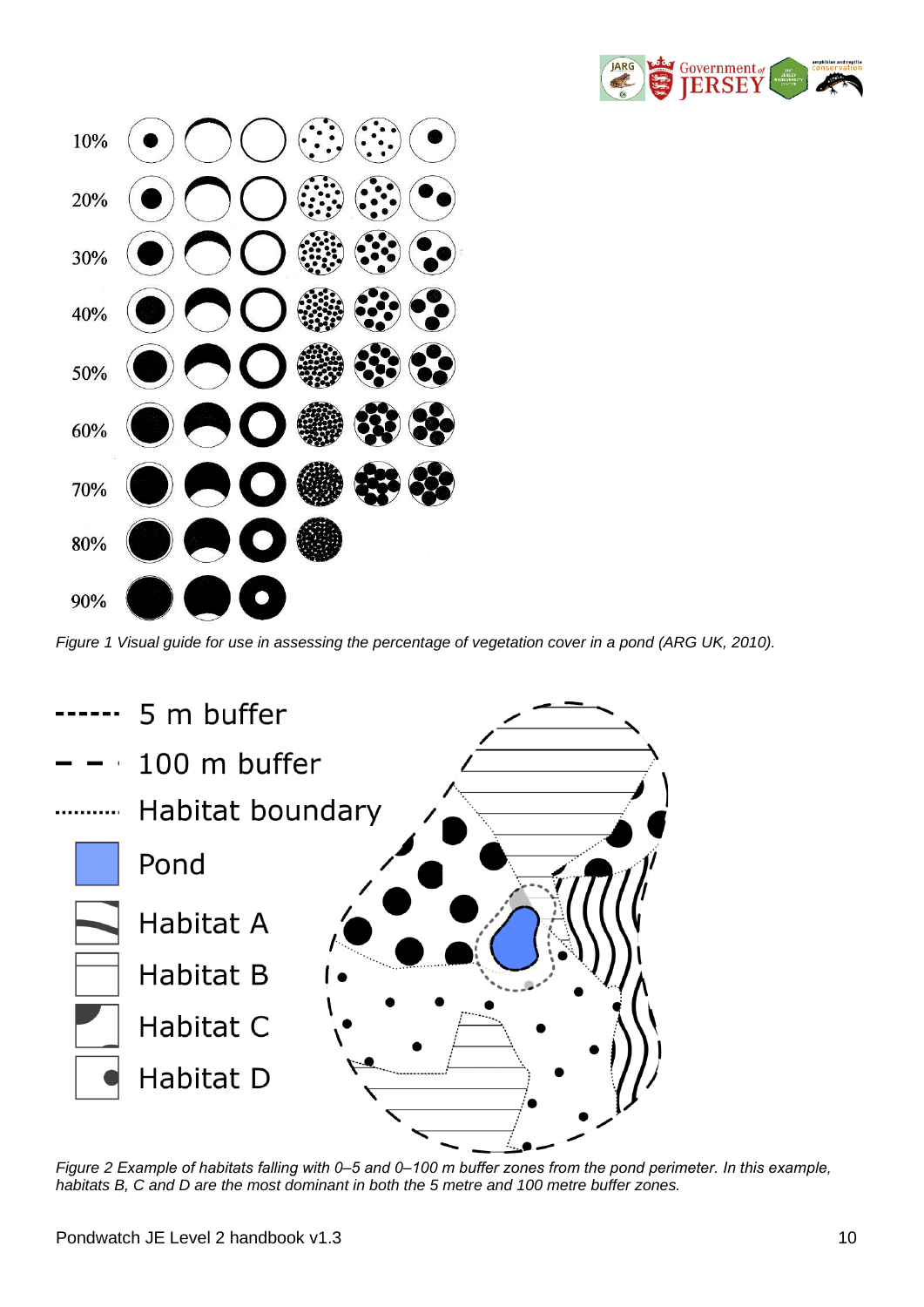*Figure 1 Visual guide for use in assessing the percentage of vegetation cover in a pond (ARG UK, 2010).*

*Figure 2 Example of habitats falling with 0–5 and 0–100 m buffer zones from the pond perimeter. In this example, habitats B, C and D are the most dominant in both the 5 metre and 100 metre buffer zones.*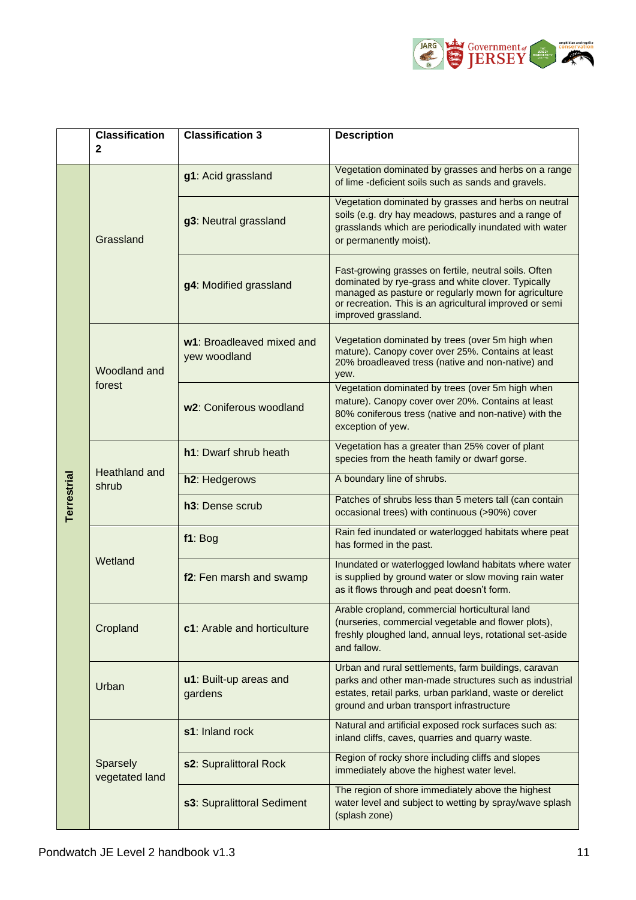| | Classification 2 | Classification 3 | Description |
|---|---|---|---|
| Terrestrial | Grassland | **g1**: Acid grassland | Vegetation dominated by grasses and herbs on a range of lime -deficient soils such as sands and gravels. |
| | | **g3**: Neutral grassland | Vegetation dominated by grasses and herbs on neutral soils (e.g. dry hay meadows, pastures and a range of grasslands which are periodically inundated with water or permanently moist). |
| | | **g4**: Modified grassland | Fast-growing grasses on fertile, neutral soils. Often dominated by rye-grass and white clover. Typically managed as pasture or regularly mown for agriculture or recreation. This is an agricultural improved or semi improved grassland. |
| | Woodland and forest | **w1**: Broadleaved mixed and yew woodland | Vegetation dominated by trees (over 5m high when mature). Canopy cover over 25%. Contains at least 20% broadleaved tress (native and non-native) and yew. |
| | | **w2**: Coniferous woodland | Vegetation dominated by trees (over 5m high when mature). Canopy cover over 20%. Contains at least 80% coniferous tress (native and non-native) with the exception of yew. |
| | Heathland and shrub | **h1**: Dwarf shrub heath | Vegetation has a greater than 25% cover of plant species from the heath family or dwarf gorse. |
| | | **h2**: Hedgerows | A boundary line of shrubs. |
| | | **h3**: Dense scrub | Patches of shrubs less than 5 meters tall (can contain occasional trees) with continuous (>90%) cover |
| | Wetland | **f1**: Bog | Rain fed inundated or waterlogged habitats where peat has formed in the past. |
| | | **f2**: Fen marsh and swamp | Inundated or waterlogged lowland habitats where water is supplied by ground water or slow moving rain water as it flows through and peat doesn't form. |
| | Cropland | **c1**: Arable and horticulture | Arable cropland, commercial horticultural land (nurseries, commercial vegetable and flower plots), freshly ploughed land, annual leys, rotational set-aside and fallow. |
| | Urban | **u1**: Built-up areas and gardens | Urban and rural settlements, farm buildings, caravan parks and other man-made structures such as industrial estates, retail parks, urban parkland, waste or derelict ground and urban transport infrastructure |
| | Sparsely vegetated land | **s1**: Inland rock | Natural and artificial exposed rock surfaces such as: inland cliffs, caves, quarries and quarry waste. |
| | | **s2**: Supralittoral Rock | Region of rocky shore including cliffs and slopes immediately above the highest water level. |
| | | **s3**: Supralittoral Sediment | The region of shore immediately above the highest water level and subject to wetting by spray/wave splash (splash zone) |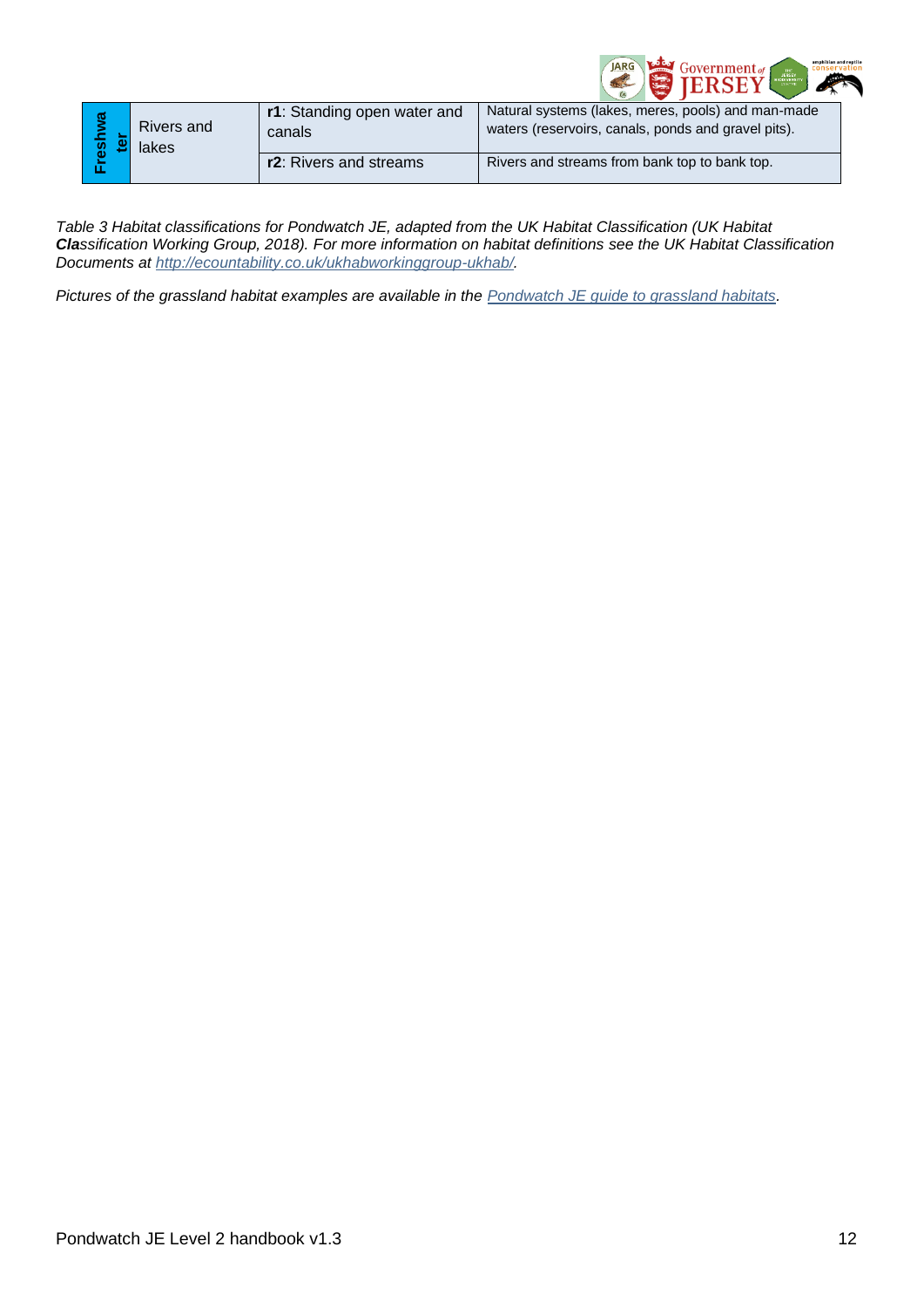| Freshwater | Rivers and lakes | **r1**: Standing open water and canals | Natural systems (lakes, meres, pools) and man-made waters (reservoirs, canals, ponds and gravel pits). |
|---|---|---|---|
| | | **r2**: Rivers and streams | Rivers and streams from bank top to bank top. |

*Table 3 Habitat classifications for Pondwatch JE, adapted from the UK Habitat Classification (UK Habitat* ***Cla****ssification Working Group, 2018). For more information on habitat definitions see the UK Habitat Classification Documents at [http://ecountability.co.uk/ukhabworkinggroup-ukhab/](http://ecountability.co.uk/ukhabworkinggroup-ukhab/).*

*Pictures of the grassland habitat examples are available in the [Pondwatch JE guide to grassland habitats](#).*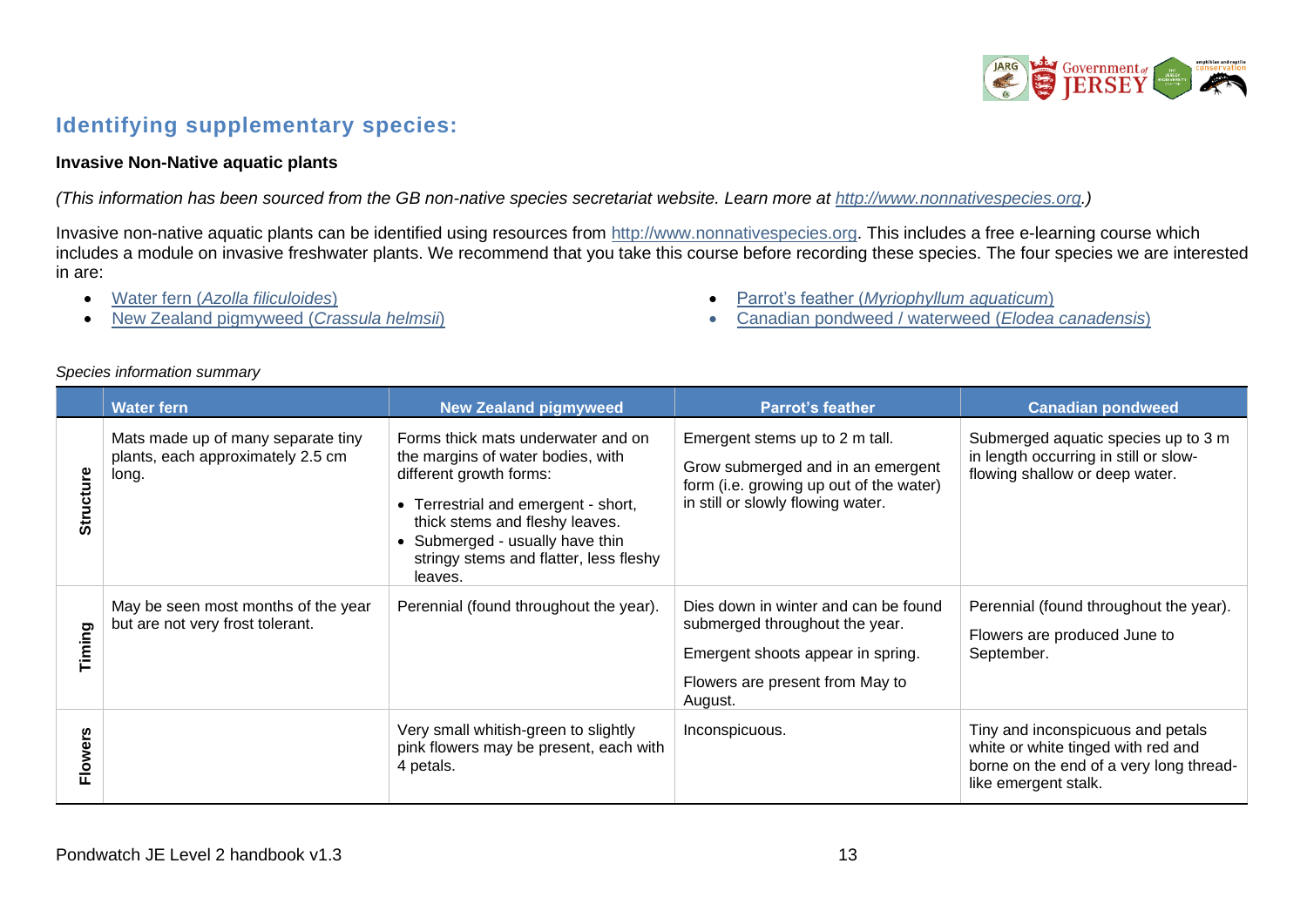## Identifying supplementary species:

**Invasive Non-Native aquatic plants**

*(This information has been sourced from the GB non-native species secretariat website. Learn more at [http://www.nonnativespecies.org](http://www.nonnativespecies.org).)*

Invasive non-native aquatic plants can be identified using resources from [http://www.nonnativespecies.org](http://www.nonnativespecies.org). This includes a free e-learning course which includes a module on invasive freshwater plants. We recommend that you take this course before recording these species. The four species we are interested in are:

- Water fern (*Azolla filiculoides*)
- New Zealand pigmyweed (*Crassula helmsii*)
- Parrot's feather (*Myriophyllum aquaticum*)
- Canadian pondweed / waterweed (*Elodea canadensis*)

*Species information summary*

| | Water fern | New Zealand pigmyweed | Parrot's feather | Canadian pondweed |
|---|---|---|---|---|
| **Structure** | Mats made up of many separate tiny plants, each approximately 2.5 cm long. | Forms thick mats underwater and on the margins of water bodies, with different growth forms:<br>• Terrestrial and emergent - short, thick stems and fleshy leaves.<br>• Submerged - usually have thin stringy stems and flatter, less fleshy leaves. | Emergent stems up to 2 m tall.<br>Grow submerged and in an emergent form (i.e. growing up out of the water) in still or slowly flowing water. | Submerged aquatic species up to 3 m in length occurring in still or slow-flowing shallow or deep water. |
| **Timing** | May be seen most months of the year but are not very frost tolerant. | Perennial (found throughout the year). | Dies down in winter and can be found submerged throughout the year.<br>Emergent shoots appear in spring.<br>Flowers are present from May to August. | Perennial (found throughout the year).<br>Flowers are produced June to September. |
| **Flowers** | | Very small whitish-green to slightly pink flowers may be present, each with 4 petals. | Inconspicuous. | Tiny and inconspicuous and petals white or white tinged with red and borne on the end of a very long thread-like emergent stalk. |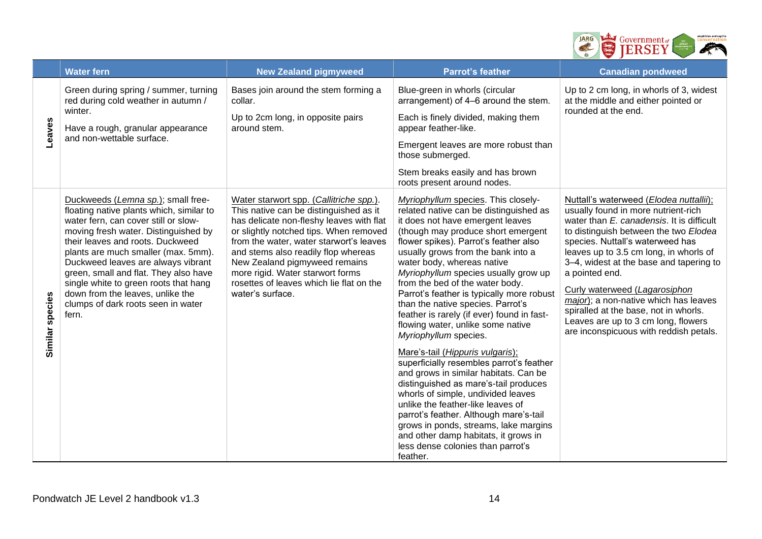| | Water fern | New Zealand pigmyweed | Parrot's feather | Canadian pondweed |
|---|---|---|---|---|
| **Leaves** | Green during spring / summer, turning red during cold weather in autumn / winter.<br><br>Have a rough, granular appearance and non-wettable surface. | Bases join around the stem forming a collar.<br><br>Up to 2cm long, in opposite pairs around stem. | Blue-green in whorls (circular arrangement) of 4–6 around the stem.<br><br>Each is finely divided, making them appear feather-like.<br><br>Emergent leaves are more robust than those submerged.<br><br>Stem breaks easily and has brown roots present around nodes. | Up to 2 cm long, in whorls of 3, widest at the middle and either pointed or rounded at the end. |
| **Similar species** | Duckweeds (*Lemna sp.*); small free-floating native plants which, similar to water fern, can cover still or slow-moving fresh water. Distinguished by their leaves and roots. Duckweed plants are much smaller (max. 5mm). Duckweed leaves are always vibrant green, small and flat. They also have single white to green roots that hang down from the leaves, unlike the clumps of dark roots seen in water fern. | Water starwort spp. (*Callitriche spp.*). This native can be distinguished as it has delicate non-fleshy leaves with flat or slightly notched tips. When removed from the water, water starwort's leaves and stems also readily flop whereas New Zealand pigmyweed remains more rigid. Water starwort forms rosettes of leaves which lie flat on the water's surface. | *Myriophyllum* species. This closely-related native can be distinguished as it does not have emergent leaves (though may produce short emergent flower spikes). Parrot's feather also usually grows from the bank into a water body, whereas native *Myriophyllum* species usually grow up from the bed of the water body. Parrot's feather is typically more robust than the native species. Parrot's feather is rarely (if ever) found in fast-flowing water, unlike some native *Myriophyllum* species.<br><br>Mare's-tail (*Hippuris vulgaris*); superficially resembles parrot's feather and grows in similar habitats. Can be distinguished as mare's-tail produces whorls of simple, undivided leaves unlike the feather-like leaves of parrot's feather. Although mare's-tail grows in ponds, streams, lake margins and other damp habitats, it grows in less dense colonies than parrot's feather. | Nuttall's waterweed (*Elodea nuttallii*); usually found in more nutrient-rich water than *E. canadensis*. It is difficult to distinguish between the two *Elodea* species. Nuttall's waterweed has leaves up to 3.5 cm long, in whorls of 3–4, widest at the base and tapering to a pointed end.<br><br>Curly waterweed (*Lagarosiphon major*); a non-native which has leaves spiralled at the base, not in whorls. Leaves are up to 3 cm long, flowers are inconspicuous with reddish petals. |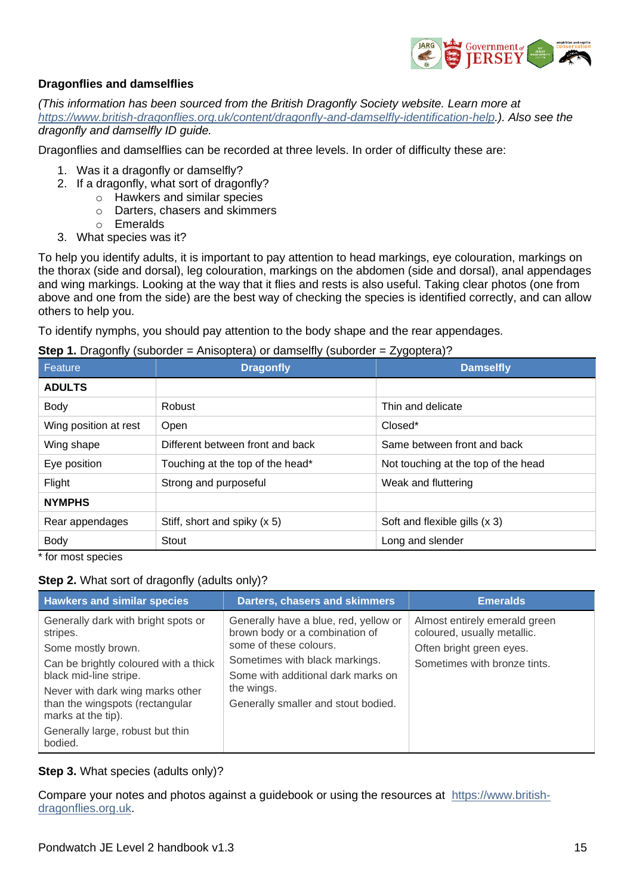**Dragonflies and damselflies**

*(This information has been sourced from the British Dragonfly Society website. Learn more at [https://www.british-dragonflies.org.uk/content/dragonfly-and-damselfly-identification-help](https://www.british-dragonflies.org.uk/content/dragonfly-and-damselfly-identification-help).). Also see the dragonfly and damselfly ID guide.*

Dragonflies and damselflies can be recorded at three levels. In order of difficulty these are:

1. Was it a dragonfly or damselfly?
2. If a dragonfly, what sort of dragonfly?
    - Hawkers and similar species
    - Darters, chasers and skimmers
    - Emeralds
3. What species was it?

To help you identify adults, it is important to pay attention to head markings, eye colouration, markings on the thorax (side and dorsal), leg colouration, markings on the abdomen (side and dorsal), anal appendages and wing markings. Looking at the way that it flies and rests is also useful. Taking clear photos (one from above and one from the side) are the best way of checking the species is identified correctly, and can allow others to help you.

To identify nymphs, you should pay attention to the body shape and the rear appendages.

**Step 1.** Dragonfly (suborder = Anisoptera) or damselfly (suborder = Zygoptera)?

| Feature | Dragonfly | Damselfly |
|---|---|---|
| **ADULTS** | | |
| Body | Robust | Thin and delicate |
| Wing position at rest | Open | Closed* |
| Wing shape | Different between front and back | Same between front and back |
| Eye position | Touching at the top of the head* | Not touching at the top of the head |
| Flight | Strong and purposeful | Weak and fluttering |
| **NYMPHS** | | |
| Rear appendages | Stiff, short and spiky (x 5) | Soft and flexible gills (x 3) |
| Body | Stout | Long and slender |

\* for most species

**Step 2.** What sort of dragonfly (adults only)?

| Hawkers and similar species | Darters, chasers and skimmers | Emeralds |
|---|---|---|
| Generally dark with bright spots or stripes.<br>Some mostly brown.<br>Can be brightly coloured with a thick black mid-line stripe.<br>Never with dark wing marks other than the wingspots (rectangular marks at the tip).<br>Generally large, robust but thin bodied. | Generally have a blue, red, yellow or brown body or a combination of some of these colours.<br>Sometimes with black markings.<br>Some with additional dark marks on the wings.<br>Generally smaller and stout bodied. | Almost entirely emerald green coloured, usually metallic.<br>Often bright green eyes.<br>Sometimes with bronze tints. |

**Step 3.** What species (adults only)?

Compare your notes and photos against a guidebook or using the resources at [https://www.british-dragonflies.org.uk](https://www.british-dragonflies.org.uk).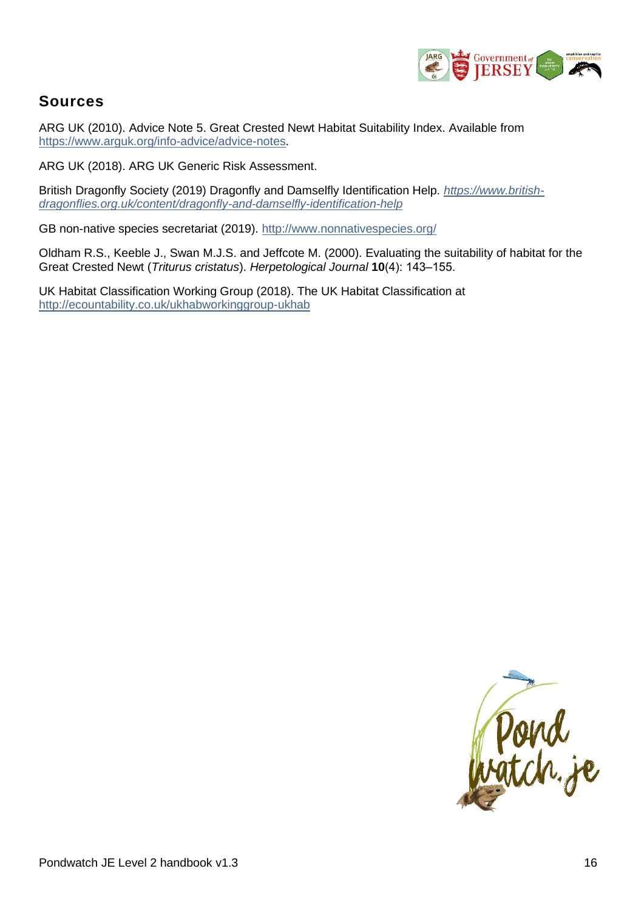## Sources

ARG UK (2010). Advice Note 5. Great Crested Newt Habitat Suitability Index. Available from https://www.arguk.org/info-advice/advice-notes.

ARG UK (2018). ARG UK Generic Risk Assessment.

British Dragonfly Society (2019) Dragonfly and Damselfly Identification Help. *https://www.british-dragonflies.org.uk/content/dragonfly-and-damselfly-identification-help*

GB non-native species secretariat (2019). http://www.nonnativespecies.org/

Oldham R.S., Keeble J., Swan M.J.S. and Jeffcote M. (2000). Evaluating the suitability of habitat for the Great Crested Newt (*Triturus cristatus*). *Herpetological Journal* **10**(4): 143–155.

UK Habitat Classification Working Group (2018). The UK Habitat Classification at http://ecountability.co.uk/ukhabworkinggroup-ukhab